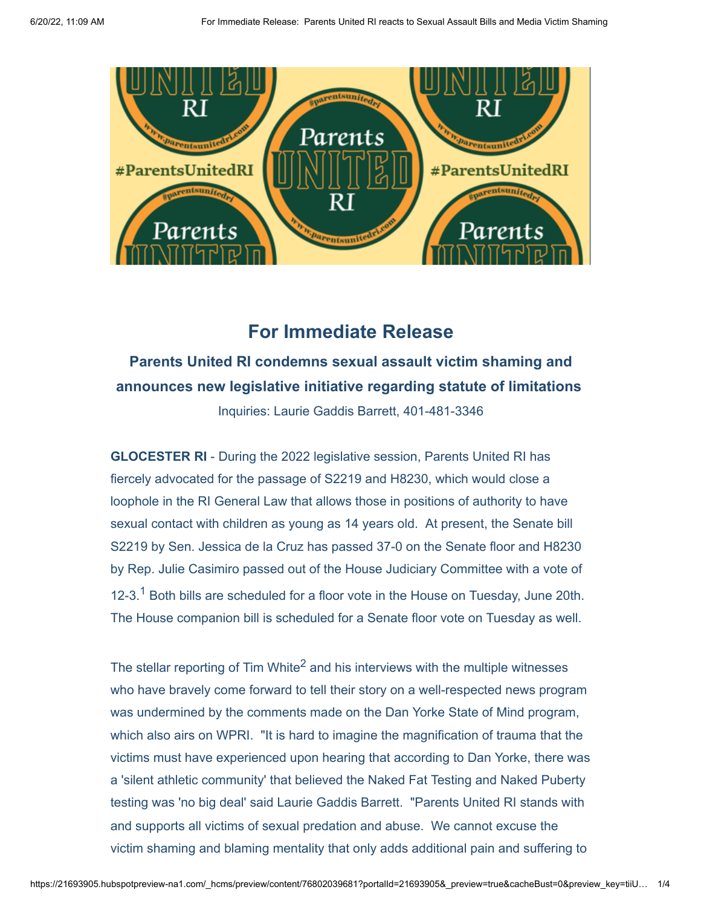# For Immediate Release

### Parents United RI condemns sexual assault victim shaming and announces new legislative initiative regarding statute of limitations

Inquiries: Laurie Gaddis Barrett, 401-481-3346

**GLOCESTER RI** - During the 2022 legislative session, Parents United RI has fiercely advocated for the passage of S2219 and H8230, which would close a loophole in the RI General Law that allows those in positions of authority to have sexual contact with children as young as 14 years old. At present, the Senate bill S2219 by Sen. Jessica de la Cruz has passed 37-0 on the Senate floor and H8230 by Rep. Julie Casimiro passed out of the House Judiciary Committee with a vote of 12-3.[1] Both bills are scheduled for a floor vote in the House on Tuesday, June 20th. The House companion bill is scheduled for a Senate floor vote on Tuesday as well.

The stellar reporting of Tim White[2] and his interviews with the multiple witnesses who have bravely come forward to tell their story on a well-respected news program was undermined by the comments made on the Dan Yorke State of Mind program, which also airs on WPRI. "It is hard to imagine the magnification of trauma that the victims must have experienced upon hearing that according to Dan Yorke, there was a 'silent athletic community' that believed the Naked Fat Testing and Naked Puberty testing was 'no big deal' said Laurie Gaddis Barrett. "Parents United RI stands with and supports all victims of sexual predation and abuse. We cannot excuse the victim shaming and blaming mentality that only adds additional pain and suffering to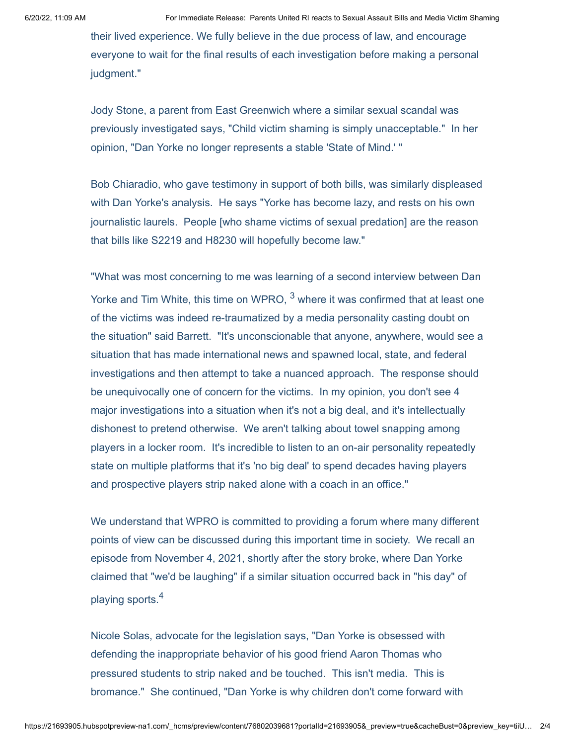their lived experience. We fully believe in the due process of law, and encourage everyone to wait for the final results of each investigation before making a personal judgment."

Jody Stone, a parent from East Greenwich where a similar sexual scandal was previously investigated says, "Child victim shaming is simply unacceptable." In her opinion, "Dan Yorke no longer represents a stable 'State of Mind.' "

Bob Chiaradio, who gave testimony in support of both bills, was similarly displeased with Dan Yorke's analysis. He says "Yorke has become lazy, and rests on his own journalistic laurels. People [who shame victims of sexual predation] are the reason that bills like S2219 and H8230 will hopefully become law."

"What was most concerning to me was learning of a second interview between Dan Yorke and Tim White, this time on WPRO, [3] where it was confirmed that at least one of the victims was indeed re-traumatized by a media personality casting doubt on the situation" said Barrett. "It's unconscionable that anyone, anywhere, would see a situation that has made international news and spawned local, state, and federal investigations and then attempt to take a nuanced approach. The response should be unequivocally one of concern for the victims. In my opinion, you don't see 4 major investigations into a situation when it's not a big deal, and it's intellectually dishonest to pretend otherwise. We aren't talking about towel snapping among players in a locker room. It's incredible to listen to an on-air personality repeatedly state on multiple platforms that it's 'no big deal' to spend decades having players and prospective players strip naked alone with a coach in an office."

We understand that WPRO is committed to providing a forum where many different points of view can be discussed during this important time in society. We recall an episode from November 4, 2021, shortly after the story broke, where Dan Yorke claimed that "we'd be laughing" if a similar situation occurred back in "his day" of playing sports.[4]

Nicole Solas, advocate for the legislation says, "Dan Yorke is obsessed with defending the inappropriate behavior of his good friend Aaron Thomas who pressured students to strip naked and be touched. This isn't media. This is bromance." She continued, "Dan Yorke is why children don't come forward with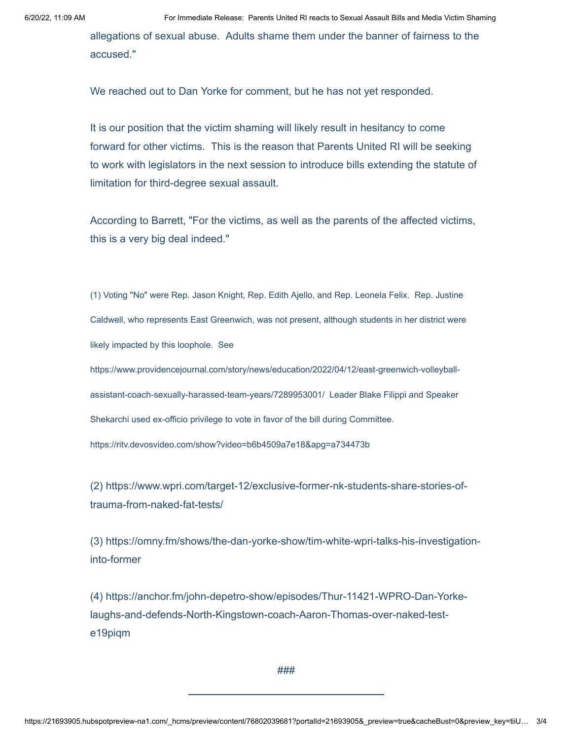allegations of sexual abuse.  Adults shame them under the banner of fairness to the accused."

We reached out to Dan Yorke for comment, but he has not yet responded.

It is our position that the victim shaming will likely result in hesitancy to come forward for other victims.  This is the reason that Parents United RI will be seeking to work with legislators in the next session to introduce bills extending the statute of limitation for third-degree sexual assault.

According to Barrett, "For the victims, as well as the parents of the affected victims, this is a very big deal indeed."

(1) Voting "No" were Rep. Jason Knight, Rep. Edith Ajello, and Rep. Leonela Felix.  Rep. Justine Caldwell, who represents East Greenwich, was not present, although students in her district were likely impacted by this loophole.  See https://www.providencejournal.com/story/news/education/2022/04/12/east-greenwich-volleyball-assistant-coach-sexually-harassed-team-years/7289953001/  Leader Blake Filippi and Speaker Shekarchi used ex-officio privilege to vote in favor of the bill during Committee. https://ritv.devosvideo.com/show?video=b6b4509a7e18&apg=a734473b

(2) https://www.wpri.com/target-12/exclusive-former-nk-students-share-stories-of-trauma-from-naked-fat-tests/

(3) https://omny.fm/shows/the-dan-yorke-show/tim-white-wpri-talks-his-investigation-into-former

(4) https://anchor.fm/john-depetro-show/episodes/Thur-11421-WPRO-Dan-Yorke-laughs-and-defends-North-Kingstown-coach-Aaron-Thomas-over-naked-test-e19piqm

###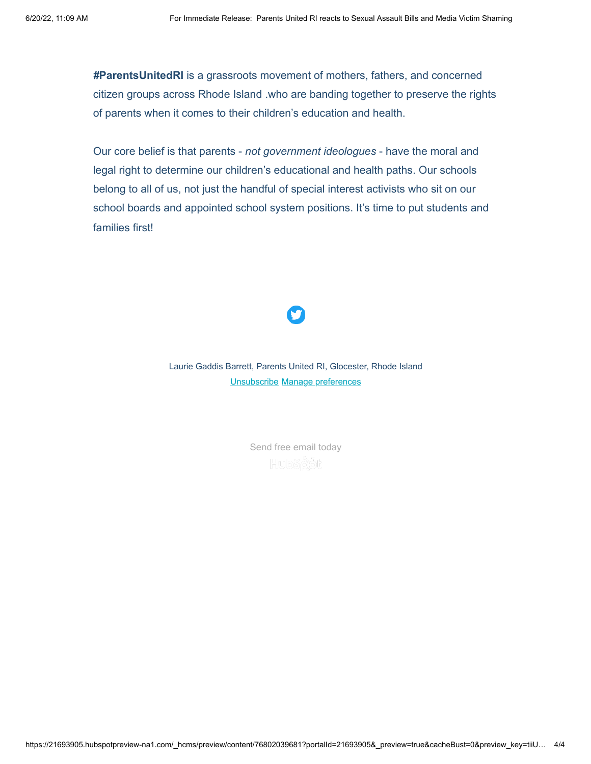**#ParentsUnitedRI** is a grassroots movement of mothers, fathers, and concerned citizen groups across Rhode Island .who are banding together to preserve the rights of parents when it comes to their children's education and health.

Our core belief is that parents - *not government ideologues* - have the moral and legal right to determine our children's educational and health paths. Our schools belong to all of us, not just the handful of special interest activists who sit on our school boards and appointed school system positions. It's time to put students and families first!

Laurie Gaddis Barrett, Parents United RI, Glocester, Rhode Island

Unsubscribe Manage preferences

Send free email today

HubSpot